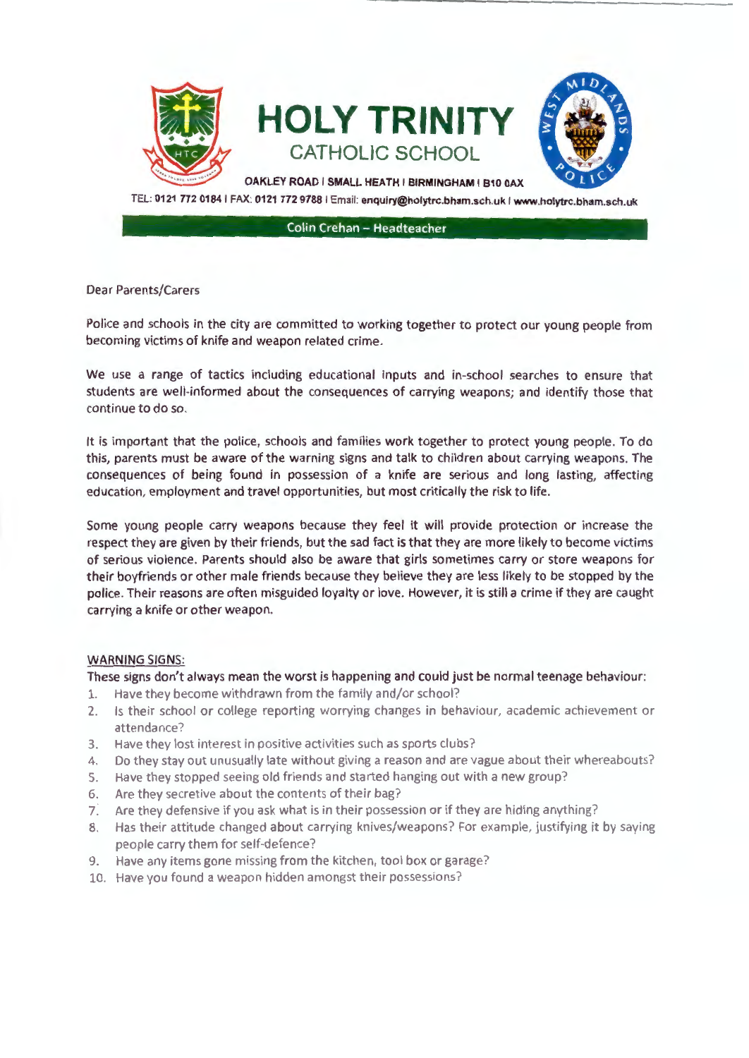# HOLY TRINITY

CATHOLIC SCHOOL

OAKLEY ROAD | SMALL HEATH | BIRMINGHAM | B10 0AX

TEL: 0121 772 0184 | FAX: 0121 772 9788 | Email: enquiry@holytrc.bham.sch.uk | www.holytrc.bham.sch.uk

**Colin Crehan – Headteacher**

Dear Parents/Carers

Police and schools in the city are committed to working together to protect our young people from becoming victims of knife and weapon related crime.

We use a range of tactics including educational inputs and in-school searches to ensure that students are well-informed about the consequences of carrying weapons; and identify those that continue to do so.

It is important that the police, schools and families work together to protect young people. To do this, parents must be aware of the warning signs and talk to children about carrying weapons. The consequences of being found in possession of a knife are serious and long lasting, affecting education, employment and travel opportunities, but most critically the risk to life.

Some young people carry weapons because they feel it will provide protection or increase the respect they are given by their friends, but the sad fact is that they are more likely to become victims of serious violence. Parents should also be aware that girls sometimes carry or store weapons for their boyfriends or other male friends because they believe they are less likely to be stopped by the police. Their reasons are often misguided loyalty or love. However, it is still a crime if they are caught carrying a knife or other weapon.

<u>WARNING SIGNS:</u>

These signs don't always mean the worst is happening and could just be normal teenage behaviour:

1. Have they become withdrawn from the family and/or school?
2. Is their school or college reporting worrying changes in behaviour, academic achievement or attendance?
3. Have they lost interest in positive activities such as sports clubs?
4. Do they stay out unusually late without giving a reason and are vague about their whereabouts?
5. Have they stopped seeing old friends and started hanging out with a new group?
6. Are they secretive about the contents of their bag?
7. Are they defensive if you ask what is in their possession or if they are hiding anything?
8. Has their attitude changed about carrying knives/weapons? For example, justifying it by saying people carry them for self-defence?
9. Have any items gone missing from the kitchen, tool box or garage?
10. Have you found a weapon hidden amongst their possessions?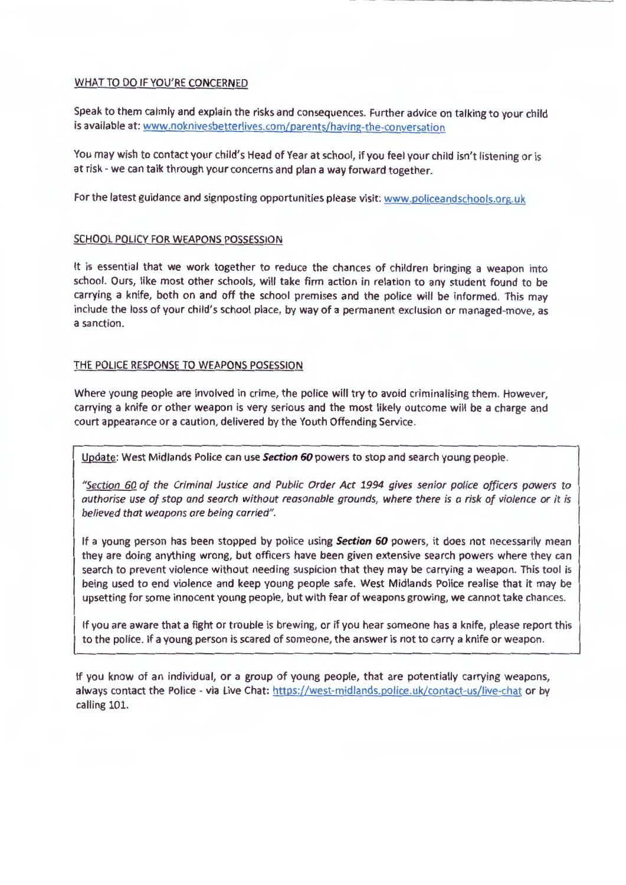## WHAT TO DO IF YOU'RE CONCERNED

Speak to them calmly and explain the risks and consequences. Further advice on talking to your child is available at: www.noknivesbetterlives.com/parents/having-the-conversation

You may wish to contact your child's Head of Year at school, if you feel your child isn't listening or is at risk - we can talk through your concerns and plan a way forward together.

For the latest guidance and signposting opportunities please visit: www.policeandschools.org.uk

## SCHOOL POLICY FOR WEAPONS POSSESSION

It is essential that we work together to reduce the chances of children bringing a weapon into school. Ours, like most other schools, will take firm action in relation to any student found to be carrying a knife, both on and off the school premises and the police will be informed. This may include the loss of your child's school place, by way of a permanent exclusion or managed-move, as a sanction.

## THE POLICE RESPONSE TO WEAPONS POSESSION

Where young people are involved in crime, the police will try to avoid criminalising them. However, carrying a knife or other weapon is very serious and the most likely outcome will be a charge and court appearance or a caution, delivered by the Youth Offending Service.

> Update: West Midlands Police can use ***Section 60*** powers to stop and search young people.
>
> *"Section 60 of the Criminal Justice and Public Order Act 1994 gives senior police officers powers to authorise use of stop and search without reasonable grounds, where there is a risk of violence or it is believed that weapons are being carried".*
>
> If a young person has been stopped by police using ***Section 60*** powers, it does not necessarily mean they are doing anything wrong, but officers have been given extensive search powers where they can search to prevent violence without needing suspicion that they may be carrying a weapon. This tool is being used to end violence and keep young people safe. West Midlands Police realise that it may be upsetting for some innocent young people, but with fear of weapons growing, we cannot take chances.
>
> If you are aware that a fight or trouble is brewing, or if you hear someone has a knife, please report this to the police. If a young person is scared of someone, the answer is not to carry a knife or weapon.

If you know of an individual, or a group of young people, that are potentially carrying weapons, always contact the Police - via Live Chat: https://west-midlands.police.uk/contact-us/live-chat or by calling 101.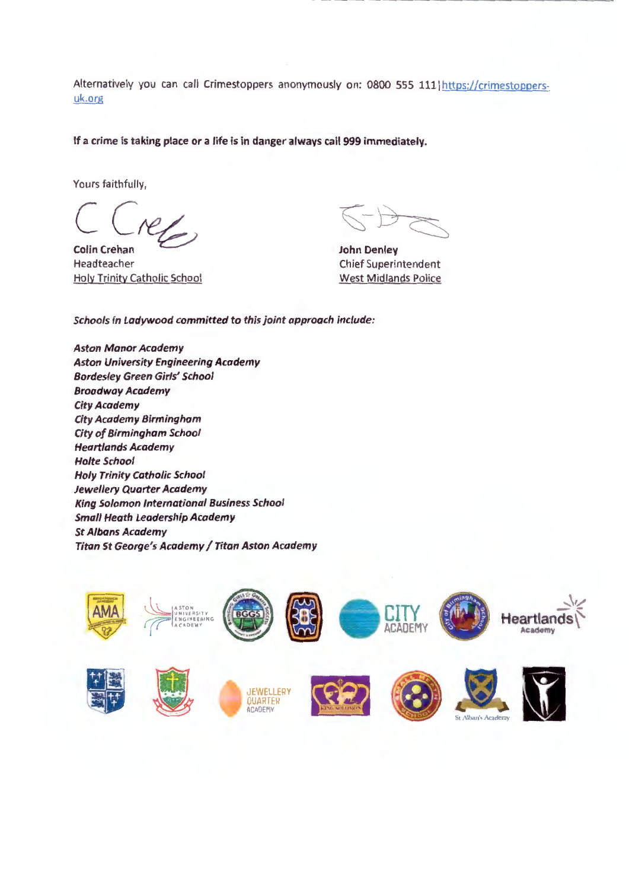Alternatively you can call Crimestoppers anonymously on: 0800 555 111 | https://crimestoppers-uk.org

**If a crime is taking place or a life is in danger always call 999 immediately.**

Yours faithfully,

**Colin Crehan**
Headteacher
Holy Trinity Catholic School

**John Denley**
Chief Superintendent
West Midlands Police

***Schools in Ladywood committed to this joint approach include:***

***Aston Manor Academy***
***Aston University Engineering Academy***
***Bordesley Green Girls' School***
***Broadway Academy***
***City Academy***
***City Academy Birmingham***
***City of Birmingham School***
***Heartlands Academy***
***Holte School***
***Holy Trinity Catholic School***
***Jewellery Quarter Academy***
***King Solomon International Business School***
***Small Heath Leadership Academy***
***St Albans Academy***
***Titan St George's Academy / Titan Aston Academy***